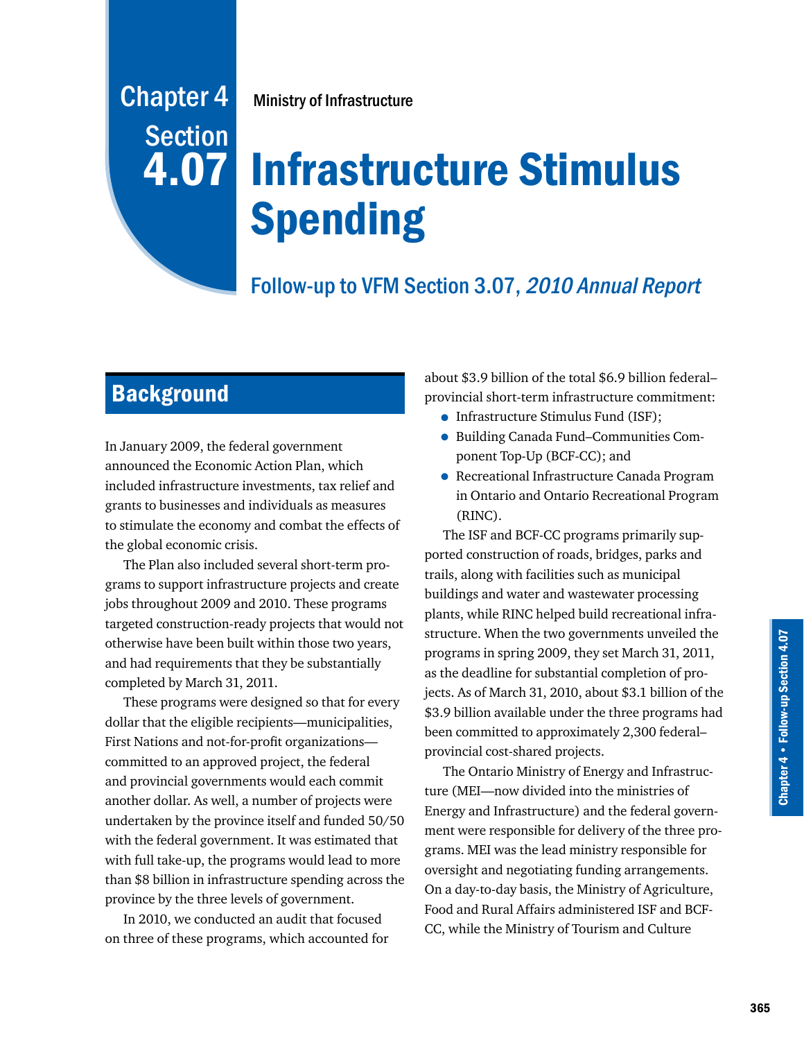# Chapter 4 Section 4.07

Ministry of Infrastructure

# Infrastructure Stimulus Spending

## Follow-up to VFM Section 3.07, *2010 Annual Report*

## Background

In January 2009, the federal government announced the Economic Action Plan, which included infrastructure investments, tax relief and grants to businesses and individuals as measures to stimulate the economy and combat the effects of the global economic crisis.

The Plan also included several short-term programs to support infrastructure projects and create jobs throughout 2009 and 2010. These programs targeted construction-ready projects that would not otherwise have been built within those two years, and had requirements that they be substantially completed by March 31, 2011.

These programs were designed so that for every dollar that the eligible recipients—municipalities, First Nations and not-for-profit organizations—committed to an approved project, the federal and provincial governments would each commit another dollar. As well, a number of projects were undertaken by the province itself and funded 50/50 with the federal government. It was estimated that with full take-up, the programs would lead to more than $8 billion in infrastructure spending across the province by the three levels of government.

In 2010, we conducted an audit that focused on three of these programs, which accounted for about $3.9 billion of the total $6.9 billion federal–provincial short-term infrastructure commitment:

- Infrastructure Stimulus Fund (ISF);
- Building Canada Fund–Communities Component Top-Up (BCF-CC); and
- Recreational Infrastructure Canada Program in Ontario and Ontario Recreational Program (RINC).

The ISF and BCF-CC programs primarily supported construction of roads, bridges, parks and trails, along with facilities such as municipal buildings and water and wastewater processing plants, while RINC helped build recreational infrastructure. When the two governments unveiled the programs in spring 2009, they set March 31, 2011, as the deadline for substantial completion of projects. As of March 31, 2010, about $3.1 billion of the $3.9 billion available under the three programs had been committed to approximately 2,300 federal–provincial cost-shared projects.

The Ontario Ministry of Energy and Infrastructure (MEI—now divided into the ministries of Energy and Infrastructure) and the federal government were responsible for delivery of the three programs. MEI was the lead ministry responsible for oversight and negotiating funding arrangements. On a day-to-day basis, the Ministry of Agriculture, Food and Rural Affairs administered ISF and BCF-CC, while the Ministry of Tourism and Culture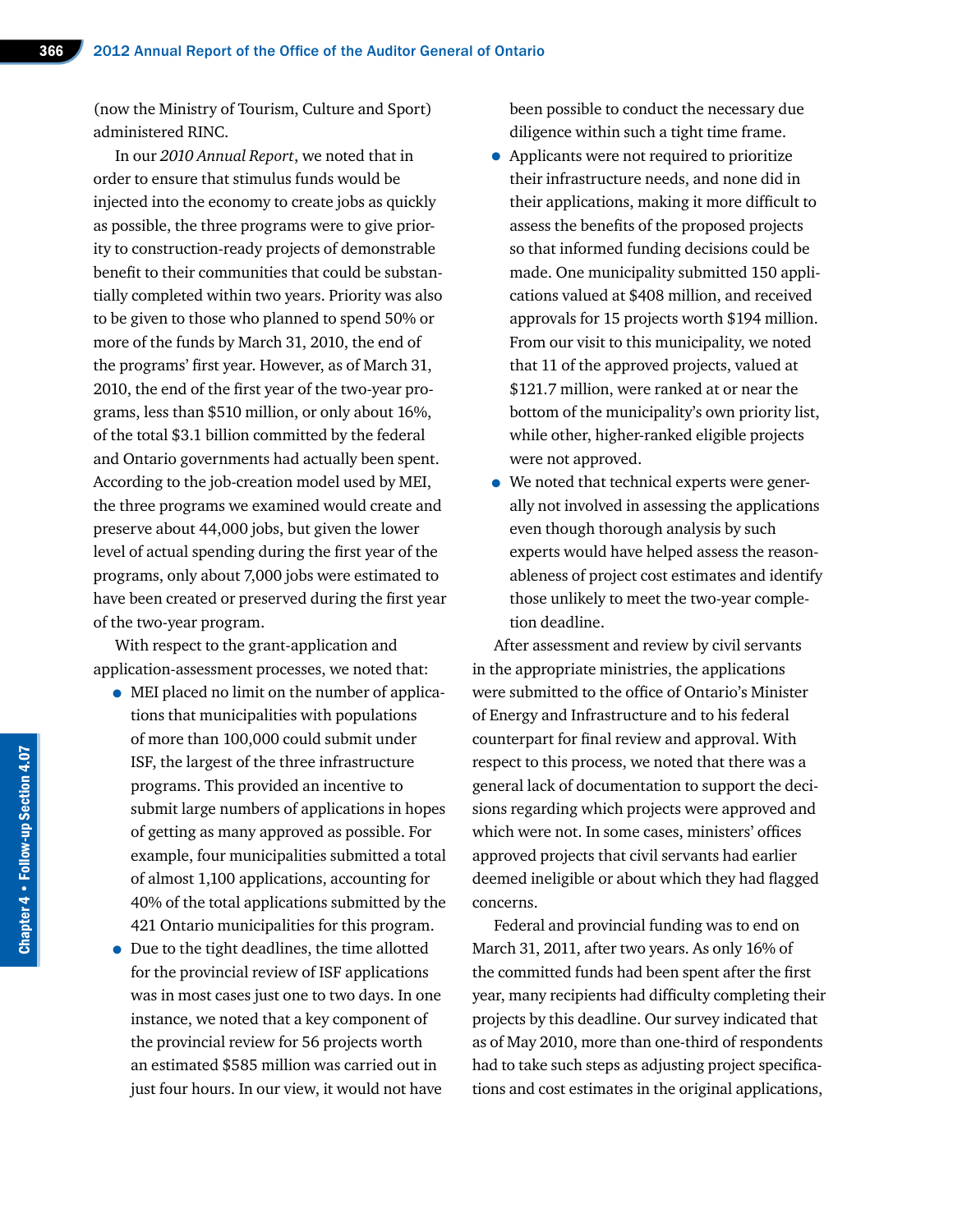(now the Ministry of Tourism, Culture and Sport) administered RINC.

In our *2010 Annual Report*, we noted that in order to ensure that stimulus funds would be injected into the economy to create jobs as quickly as possible, the three programs were to give priority to construction-ready projects of demonstrable benefit to their communities that could be substantially completed within two years. Priority was also to be given to those who planned to spend 50% or more of the funds by March 31, 2010, the end of the programs' first year. However, as of March 31, 2010, the end of the first year of the two-year programs, less than $510 million, or only about 16%, of the total $3.1 billion committed by the federal and Ontario governments had actually been spent. According to the job-creation model used by MEI, the three programs we examined would create and preserve about 44,000 jobs, but given the lower level of actual spending during the first year of the programs, only about 7,000 jobs were estimated to have been created or preserved during the first year of the two-year program.

With respect to the grant-application and application-assessment processes, we noted that:

- MEI placed no limit on the number of applications that municipalities with populations of more than 100,000 could submit under ISF, the largest of the three infrastructure programs. This provided an incentive to submit large numbers of applications in hopes of getting as many approved as possible. For example, four municipalities submitted a total of almost 1,100 applications, accounting for 40% of the total applications submitted by the 421 Ontario municipalities for this program.
- Due to the tight deadlines, the time allotted for the provincial review of ISF applications was in most cases just one to two days. In one instance, we noted that a key component of the provincial review for 56 projects worth an estimated $585 million was carried out in just four hours. In our view, it would not have been possible to conduct the necessary due diligence within such a tight time frame.
- Applicants were not required to prioritize their infrastructure needs, and none did in their applications, making it more difficult to assess the benefits of the proposed projects so that informed funding decisions could be made. One municipality submitted 150 applications valued at $408 million, and received approvals for 15 projects worth $194 million. From our visit to this municipality, we noted that 11 of the approved projects, valued at $121.7 million, were ranked at or near the bottom of the municipality's own priority list, while other, higher-ranked eligible projects were not approved.
- We noted that technical experts were generally not involved in assessing the applications even though thorough analysis by such experts would have helped assess the reasonableness of project cost estimates and identify those unlikely to meet the two-year completion deadline.

After assessment and review by civil servants in the appropriate ministries, the applications were submitted to the office of Ontario's Minister of Energy and Infrastructure and to his federal counterpart for final review and approval. With respect to this process, we noted that there was a general lack of documentation to support the decisions regarding which projects were approved and which were not. In some cases, ministers' offices approved projects that civil servants had earlier deemed ineligible or about which they had flagged concerns.

Federal and provincial funding was to end on March 31, 2011, after two years. As only 16% of the committed funds had been spent after the first year, many recipients had difficulty completing their projects by this deadline. Our survey indicated that as of May 2010, more than one-third of respondents had to take such steps as adjusting project specifications and cost estimates in the original applications,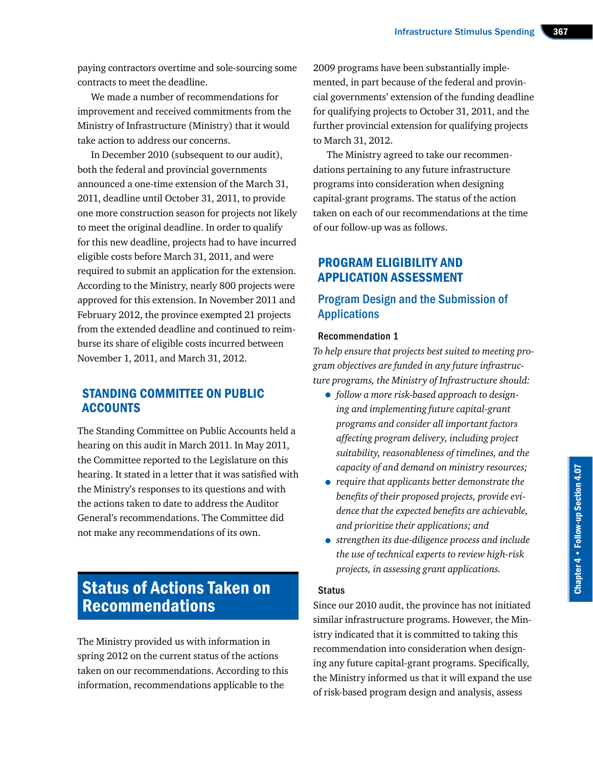paying contractors overtime and sole-sourcing some contracts to meet the deadline.

We made a number of recommendations for improvement and received commitments from the Ministry of Infrastructure (Ministry) that it would take action to address our concerns.

In December 2010 (subsequent to our audit), both the federal and provincial governments announced a one-time extension of the March 31, 2011, deadline until October 31, 2011, to provide one more construction season for projects not likely to meet the original deadline. In order to qualify for this new deadline, projects had to have incurred eligible costs before March 31, 2011, and were required to submit an application for the extension. According to the Ministry, nearly 800 projects were approved for this extension. In November 2011 and February 2012, the province exempted 21 projects from the extended deadline and continued to reimburse its share of eligible costs incurred between November 1, 2011, and March 31, 2012.

## STANDING COMMITTEE ON PUBLIC ACCOUNTS

The Standing Committee on Public Accounts held a hearing on this audit in March 2011. In May 2011, the Committee reported to the Legislature on this hearing. It stated in a letter that it was satisfied with the Ministry's responses to its questions and with the actions taken to date to address the Auditor General's recommendations. The Committee did not make any recommendations of its own.

# Status of Actions Taken on Recommendations

The Ministry provided us with information in spring 2012 on the current status of the actions taken on our recommendations. According to this information, recommendations applicable to the 2009 programs have been substantially implemented, in part because of the federal and provincial governments' extension of the funding deadline for qualifying projects to October 31, 2011, and the further provincial extension for qualifying projects to March 31, 2012.

The Ministry agreed to take our recommendations pertaining to any future infrastructure programs into consideration when designing capital-grant programs. The status of the action taken on each of our recommendations at the time of our follow-up was as follows.

## PROGRAM ELIGIBILITY AND APPLICATION ASSESSMENT

### Program Design and the Submission of Applications

#### Recommendation 1

*To help ensure that projects best suited to meeting program objectives are funded in any future infrastructure programs, the Ministry of Infrastructure should:*

- *follow a more risk-based approach to designing and implementing future capital-grant programs and consider all important factors affecting program delivery, including project suitability, reasonableness of timelines, and the capacity of and demand on ministry resources;*
- *require that applicants better demonstrate the benefits of their proposed projects, provide evidence that the expected benefits are achievable, and prioritize their applications; and*
- *strengthen its due-diligence process and include the use of technical experts to review high-risk projects, in assessing grant applications.*

#### Status

Since our 2010 audit, the province has not initiated similar infrastructure programs. However, the Ministry indicated that it is committed to taking this recommendation into consideration when designing any future capital-grant programs. Specifically, the Ministry informed us that it will expand the use of risk-based program design and analysis, assess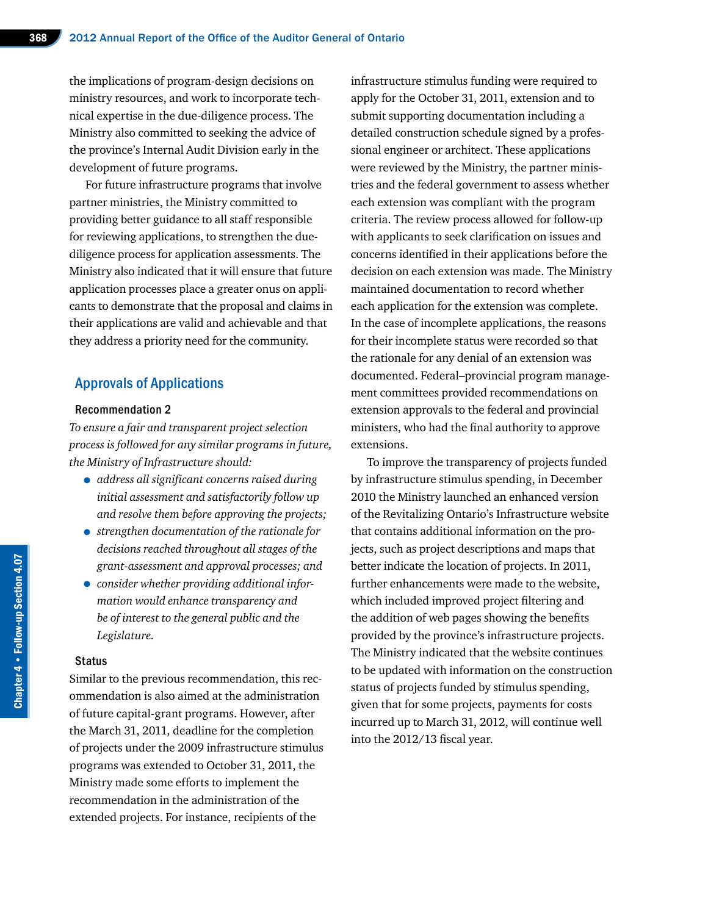the implications of program-design decisions on ministry resources, and work to incorporate technical expertise in the due-diligence process. The Ministry also committed to seeking the advice of the province's Internal Audit Division early in the development of future programs.

For future infrastructure programs that involve partner ministries, the Ministry committed to providing better guidance to all staff responsible for reviewing applications, to strengthen the due-diligence process for application assessments. The Ministry also indicated that it will ensure that future application processes place a greater onus on applicants to demonstrate that the proposal and claims in their applications are valid and achievable and that they address a priority need for the community.

## Approvals of Applications

### Recommendation 2

*To ensure a fair and transparent project selection process is followed for any similar programs in future, the Ministry of Infrastructure should:*

- *address all significant concerns raised during initial assessment and satisfactorily follow up and resolve them before approving the projects;*
- *strengthen documentation of the rationale for decisions reached throughout all stages of the grant-assessment and approval processes; and*
- *consider whether providing additional information would enhance transparency and be of interest to the general public and the Legislature.*

### Status

Similar to the previous recommendation, this recommendation is also aimed at the administration of future capital-grant programs. However, after the March 31, 2011, deadline for the completion of projects under the 2009 infrastructure stimulus programs was extended to October 31, 2011, the Ministry made some efforts to implement the recommendation in the administration of the extended projects. For instance, recipients of the infrastructure stimulus funding were required to apply for the October 31, 2011, extension and to submit supporting documentation including a detailed construction schedule signed by a professional engineer or architect. These applications were reviewed by the Ministry, the partner ministries and the federal government to assess whether each extension was compliant with the program criteria. The review process allowed for follow-up with applicants to seek clarification on issues and concerns identified in their applications before the decision on each extension was made. The Ministry maintained documentation to record whether each application for the extension was complete. In the case of incomplete applications, the reasons for their incomplete status were recorded so that the rationale for any denial of an extension was documented. Federal–provincial program management committees provided recommendations on extension approvals to the federal and provincial ministers, who had the final authority to approve extensions.

To improve the transparency of projects funded by infrastructure stimulus spending, in December 2010 the Ministry launched an enhanced version of the Revitalizing Ontario's Infrastructure website that contains additional information on the projects, such as project descriptions and maps that better indicate the location of projects. In 2011, further enhancements were made to the website, which included improved project filtering and the addition of web pages showing the benefits provided by the province's infrastructure projects. The Ministry indicated that the website continues to be updated with information on the construction status of projects funded by stimulus spending, given that for some projects, payments for costs incurred up to March 31, 2012, will continue well into the 2012/13 fiscal year.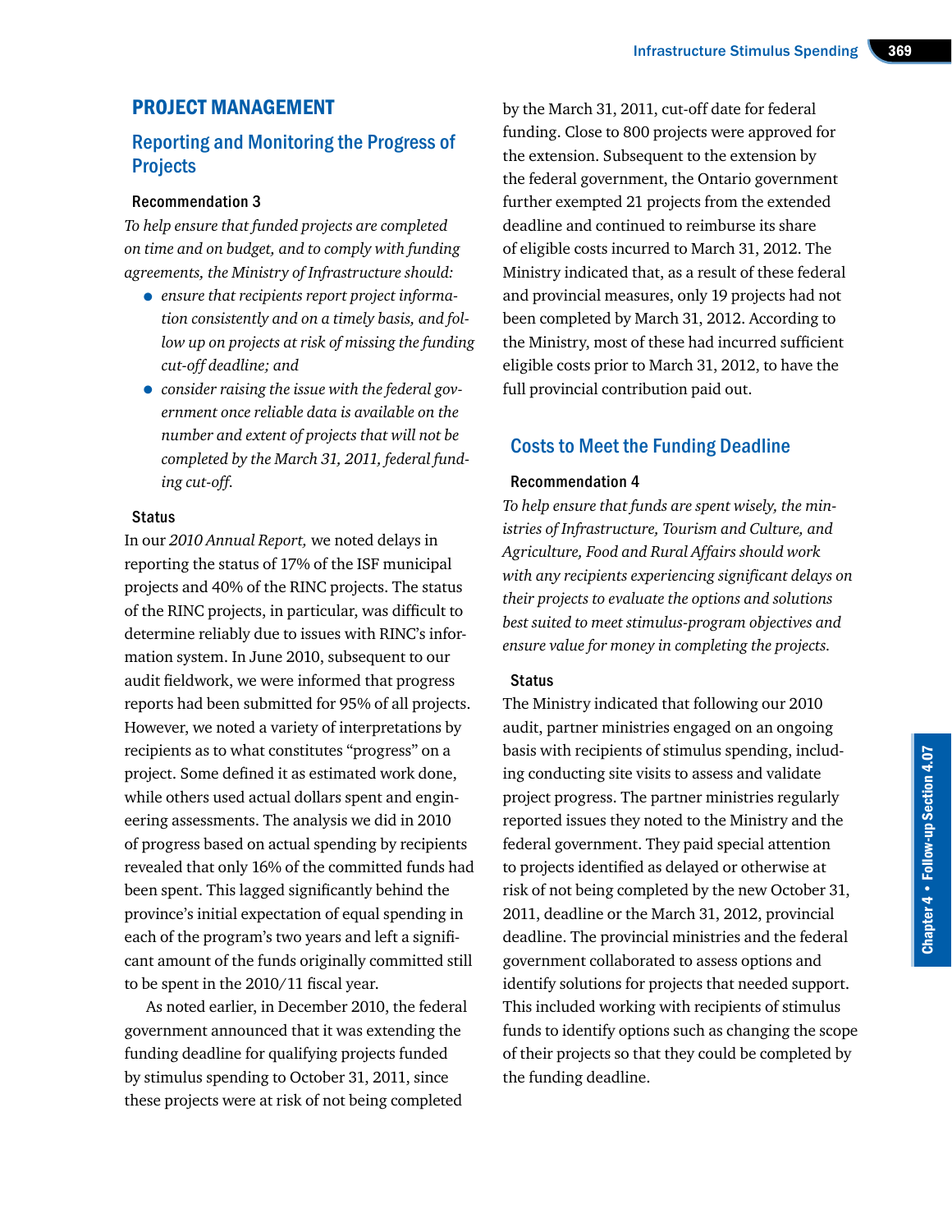## PROJECT MANAGEMENT

### Reporting and Monitoring the Progress of Projects

#### Recommendation 3

*To help ensure that funded projects are completed on time and on budget, and to comply with funding agreements, the Ministry of Infrastructure should:*

- *ensure that recipients report project information consistently and on a timely basis, and follow up on projects at risk of missing the funding cut-off deadline; and*
- *consider raising the issue with the federal government once reliable data is available on the number and extent of projects that will not be completed by the March 31, 2011, federal funding cut-off.*

#### Status

In our *2010 Annual Report,* we noted delays in reporting the status of 17% of the ISF municipal projects and 40% of the RINC projects. The status of the RINC projects, in particular, was difficult to determine reliably due to issues with RINC's information system. In June 2010, subsequent to our audit fieldwork, we were informed that progress reports had been submitted for 95% of all projects. However, we noted a variety of interpretations by recipients as to what constitutes "progress" on a project. Some defined it as estimated work done, while others used actual dollars spent and engineering assessments. The analysis we did in 2010 of progress based on actual spending by recipients revealed that only 16% of the committed funds had been spent. This lagged significantly behind the province's initial expectation of equal spending in each of the program's two years and left a significant amount of the funds originally committed still to be spent in the 2010/11 fiscal year.

As noted earlier, in December 2010, the federal government announced that it was extending the funding deadline for qualifying projects funded by stimulus spending to October 31, 2011, since these projects were at risk of not being completed by the March 31, 2011, cut-off date for federal funding. Close to 800 projects were approved for the extension. Subsequent to the extension by the federal government, the Ontario government further exempted 21 projects from the extended deadline and continued to reimburse its share of eligible costs incurred to March 31, 2012. The Ministry indicated that, as a result of these federal and provincial measures, only 19 projects had not been completed by March 31, 2012. According to the Ministry, most of these had incurred sufficient eligible costs prior to March 31, 2012, to have the full provincial contribution paid out.

### Costs to Meet the Funding Deadline

#### Recommendation 4

*To help ensure that funds are spent wisely, the ministries of Infrastructure, Tourism and Culture, and Agriculture, Food and Rural Affairs should work with any recipients experiencing significant delays on their projects to evaluate the options and solutions best suited to meet stimulus-program objectives and ensure value for money in completing the projects.*

#### Status

The Ministry indicated that following our 2010 audit, partner ministries engaged on an ongoing basis with recipients of stimulus spending, including conducting site visits to assess and validate project progress. The partner ministries regularly reported issues they noted to the Ministry and the federal government. They paid special attention to projects identified as delayed or otherwise at risk of not being completed by the new October 31, 2011, deadline or the March 31, 2012, provincial deadline. The provincial ministries and the federal government collaborated to assess options and identify solutions for projects that needed support. This included working with recipients of stimulus funds to identify options such as changing the scope of their projects so that they could be completed by the funding deadline.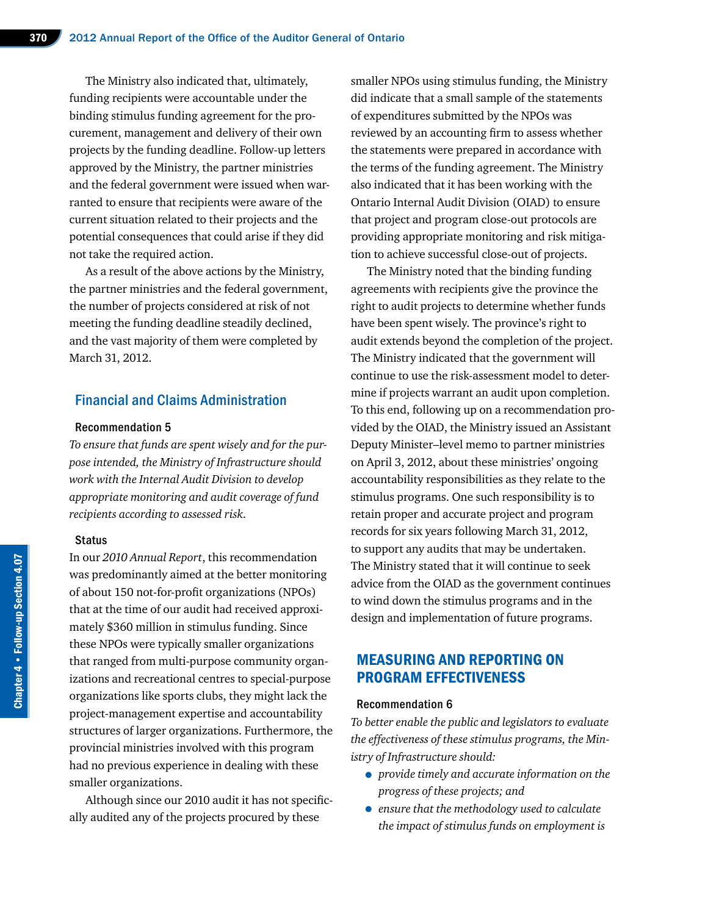The Ministry also indicated that, ultimately, funding recipients were accountable under the binding stimulus funding agreement for the procurement, management and delivery of their own projects by the funding deadline. Follow-up letters approved by the Ministry, the partner ministries and the federal government were issued when warranted to ensure that recipients were aware of the current situation related to their projects and the potential consequences that could arise if they did not take the required action.

As a result of the above actions by the Ministry, the partner ministries and the federal government, the number of projects considered at risk of not meeting the funding deadline steadily declined, and the vast majority of them were completed by March 31, 2012.

## Financial and Claims Administration

### Recommendation 5

*To ensure that funds are spent wisely and for the purpose intended, the Ministry of Infrastructure should work with the Internal Audit Division to develop appropriate monitoring and audit coverage of fund recipients according to assessed risk.*

### Status

In our *2010 Annual Report*, this recommendation was predominantly aimed at the better monitoring of about 150 not-for-profit organizations (NPOs) that at the time of our audit had received approximately $360 million in stimulus funding. Since these NPOs were typically smaller organizations that ranged from multi-purpose community organizations and recreational centres to special-purpose organizations like sports clubs, they might lack the project-management expertise and accountability structures of larger organizations. Furthermore, the provincial ministries involved with this program had no previous experience in dealing with these smaller organizations.

Although since our 2010 audit it has not specifically audited any of the projects procured by these smaller NPOs using stimulus funding, the Ministry did indicate that a small sample of the statements of expenditures submitted by the NPOs was reviewed by an accounting firm to assess whether the statements were prepared in accordance with the terms of the funding agreement. The Ministry also indicated that it has been working with the Ontario Internal Audit Division (OIAD) to ensure that project and program close-out protocols are providing appropriate monitoring and risk mitigation to achieve successful close-out of projects.

The Ministry noted that the binding funding agreements with recipients give the province the right to audit projects to determine whether funds have been spent wisely. The province's right to audit extends beyond the completion of the project. The Ministry indicated that the government will continue to use the risk-assessment model to determine if projects warrant an audit upon completion. To this end, following up on a recommendation provided by the OIAD, the Ministry issued an Assistant Deputy Minister–level memo to partner ministries on April 3, 2012, about these ministries' ongoing accountability responsibilities as they relate to the stimulus programs. One such responsibility is to retain proper and accurate project and program records for six years following March 31, 2012, to support any audits that may be undertaken. The Ministry stated that it will continue to seek advice from the OIAD as the government continues to wind down the stimulus programs and in the design and implementation of future programs.

## MEASURING AND REPORTING ON PROGRAM EFFECTIVENESS

### Recommendation 6

*To better enable the public and legislators to evaluate the effectiveness of these stimulus programs, the Ministry of Infrastructure should:*

- *provide timely and accurate information on the progress of these projects; and*
- *ensure that the methodology used to calculate the impact of stimulus funds on employment is*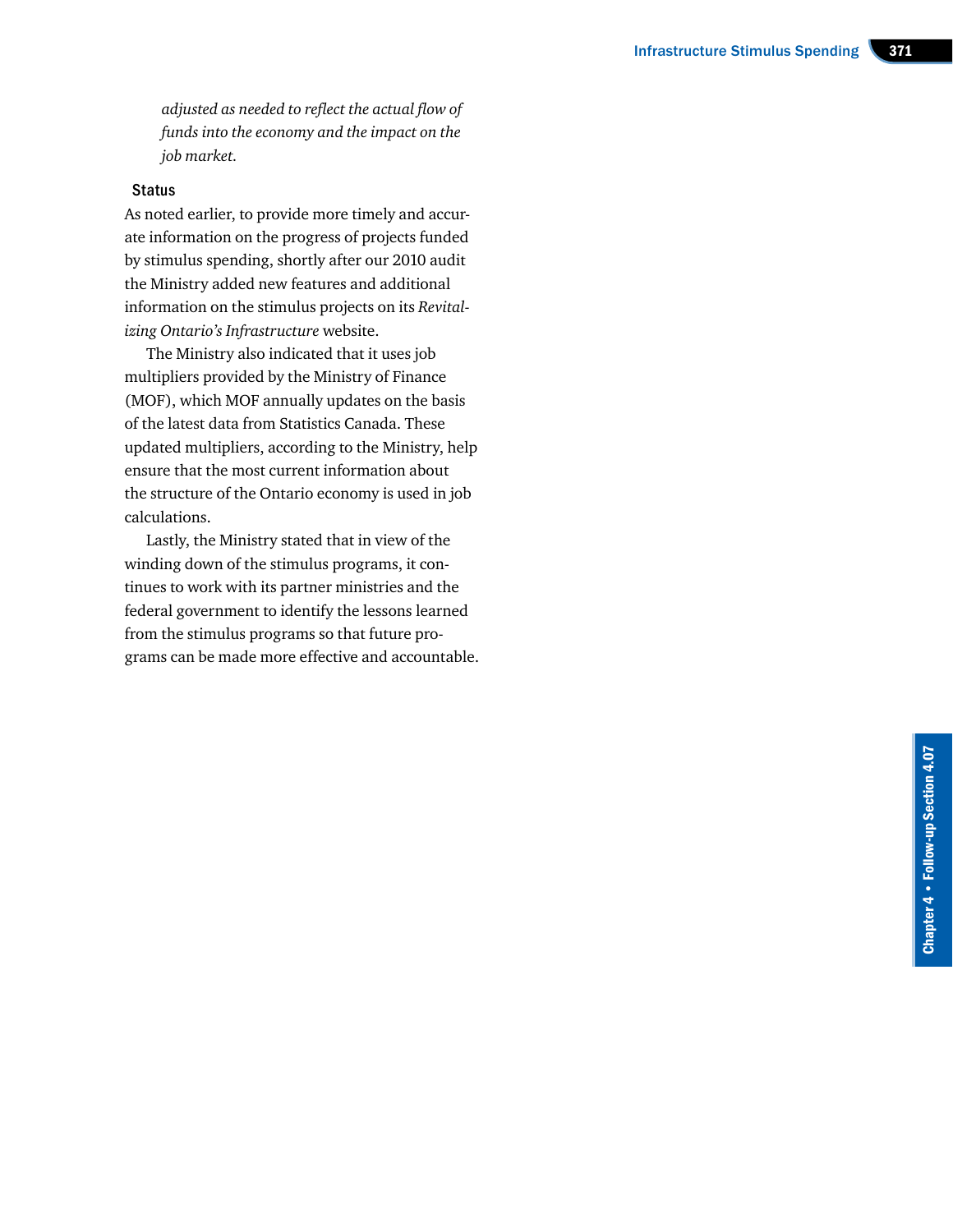*adjusted as needed to reflect the actual flow of funds into the economy and the impact on the job market.*

### Status

As noted earlier, to provide more timely and accurate information on the progress of projects funded by stimulus spending, shortly after our 2010 audit the Ministry added new features and additional information on the stimulus projects on its *Revitalizing Ontario's Infrastructure* website.

The Ministry also indicated that it uses job multipliers provided by the Ministry of Finance (MOF), which MOF annually updates on the basis of the latest data from Statistics Canada. These updated multipliers, according to the Ministry, help ensure that the most current information about the structure of the Ontario economy is used in job calculations.

Lastly, the Ministry stated that in view of the winding down of the stimulus programs, it continues to work with its partner ministries and the federal government to identify the lessons learned from the stimulus programs so that future programs can be made more effective and accountable.